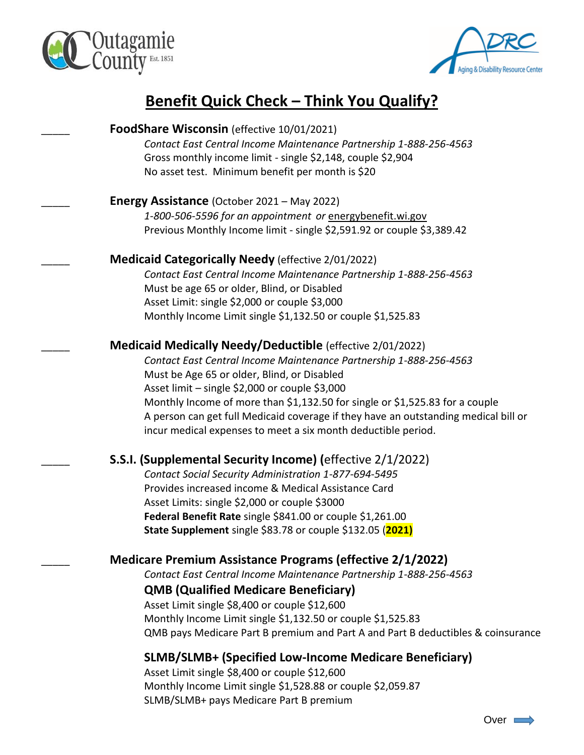Outagamie County Est. 1851

ADRC Aging & Disability Resource Center

# Benefit Quick Check – Think You Qualify?

_____ **FoodShare Wisconsin** (effective 10/01/2021)

*Contact East Central Income Maintenance Partnership 1-888-256-4563*
Gross monthly income limit - single $2,148, couple $2,904
No asset test. Minimum benefit per month is $20

_____ **Energy Assistance** (October 2021 – May 2022)

*1-800-506-5596 for an appointment or* energybenefit.wi.gov
Previous Monthly Income limit - single $2,591.92 or couple $3,389.42

_____ **Medicaid Categorically Needy** (effective 2/01/2022)

*Contact East Central Income Maintenance Partnership 1-888-256-4563*
Must be age 65 or older, Blind, or Disabled
Asset Limit: single $2,000 or couple $3,000
Monthly Income Limit single $1,132.50 or couple $1,525.83

_____ **Medicaid Medically Needy/Deductible** (effective 2/01/2022)

*Contact East Central Income Maintenance Partnership 1-888-256-4563*
Must be Age 65 or older, Blind, or Disabled
Asset limit – single $2,000 or couple $3,000
Monthly Income of more than $1,132.50 for single or $1,525.83 for a couple
A person can get full Medicaid coverage if they have an outstanding medical bill or incur medical expenses to meet a six month deductible period.

_____ **S.S.I. (Supplemental Security Income) (**effective 2/1/2022)

*Contact Social Security Administration 1-877-694-5495*
Provides increased income & Medical Assistance Card
Asset Limits: single $2,000 or couple $3000
**Federal Benefit Rate** single $841.00 or couple $1,261.00
**State Supplement** single $83.78 or couple $132.05 (**2021)**

_____ **Medicare Premium Assistance Programs (effective 2/1/2022)**

*Contact East Central Income Maintenance Partnership 1-888-256-4563*

**QMB (Qualified Medicare Beneficiary)**
Asset Limit single $8,400 or couple $12,600
Monthly Income Limit single $1,132.50 or couple $1,525.83
QMB pays Medicare Part B premium and Part A and Part B deductibles & coinsurance

**SLMB/SLMB+ (Specified Low-Income Medicare Beneficiary)**
Asset Limit single $8,400 or couple $12,600
Monthly Income Limit single $1,528.88 or couple $2,059.87
SLMB/SLMB+ pays Medicare Part B premium

Over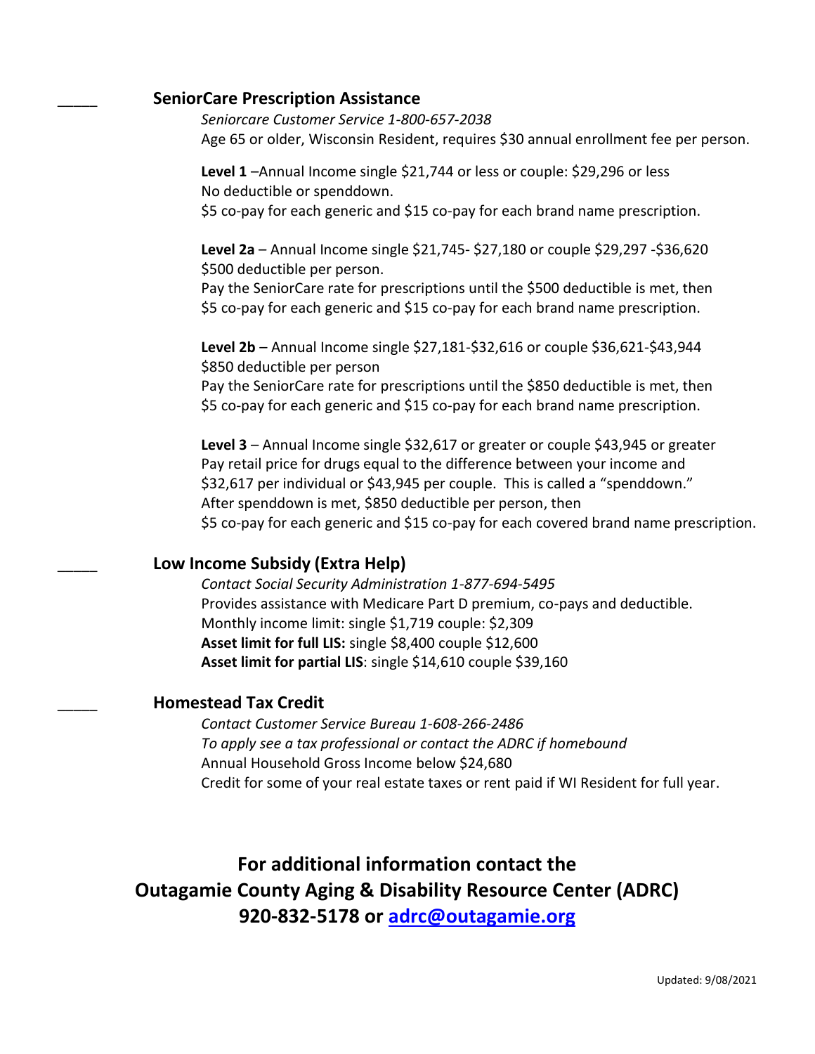\_\_\_\_\_ **SeniorCare Prescription Assistance**

*Seniorcare Customer Service 1-800-657-2038*
Age 65 or older, Wisconsin Resident, requires $30 annual enrollment fee per person.

**Level 1** –Annual Income single $21,744 or less or couple: $29,296 or less
No deductible or spenddown.
$5 co-pay for each generic and $15 co-pay for each brand name prescription.

**Level 2a** – Annual Income single $21,745- $27,180 or couple $29,297 -$36,620
$500 deductible per person.
Pay the SeniorCare rate for prescriptions until the $500 deductible is met, then
$5 co-pay for each generic and $15 co-pay for each brand name prescription.

**Level 2b** – Annual Income single $27,181-$32,616 or couple $36,621-$43,944
$850 deductible per person
Pay the SeniorCare rate for prescriptions until the $850 deductible is met, then
$5 co-pay for each generic and $15 co-pay for each brand name prescription.

**Level 3** – Annual Income single $32,617 or greater or couple $43,945 or greater
Pay retail price for drugs equal to the difference between your income and
$32,617 per individual or $43,945 per couple. This is called a "spenddown."
After spenddown is met, $850 deductible per person, then
$5 co-pay for each generic and $15 co-pay for each covered brand name prescription.

\_\_\_\_\_ **Low Income Subsidy (Extra Help)**

*Contact Social Security Administration 1-877-694-5495*
Provides assistance with Medicare Part D premium, co-pays and deductible.
Monthly income limit: single $1,719 couple: $2,309
**Asset limit for full LIS:** single $8,400 couple $12,600
**Asset limit for partial LIS**: single $14,610 couple $39,160

\_\_\_\_\_ **Homestead Tax Credit**

*Contact Customer Service Bureau 1-608-266-2486*
*To apply see a tax professional or contact the ADRC if homebound*
Annual Household Gross Income below $24,680
Credit for some of your real estate taxes or rent paid if WI Resident for full year.

**For additional information contact the**
**Outagamie County Aging & Disability Resource Center (ADRC)**
**920-832-5178 or adrc@outagamie.org**

Updated: 9/08/2021